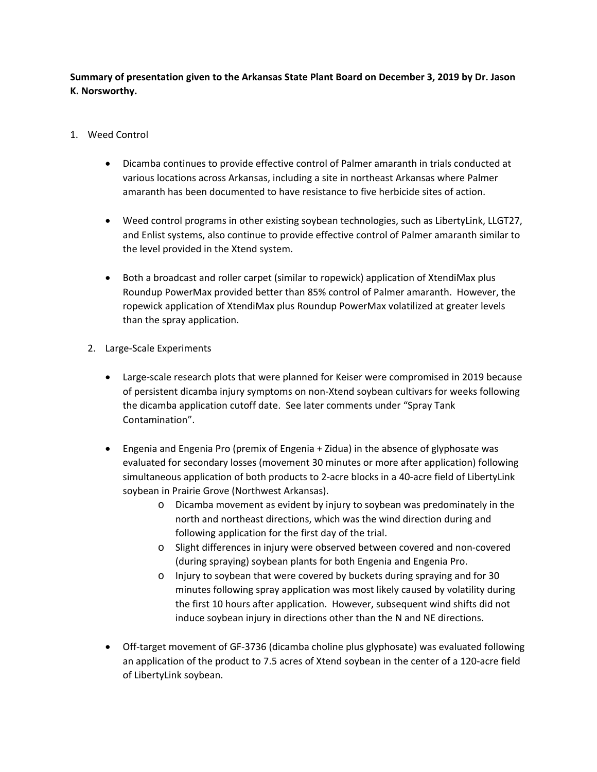**Summary of presentation given to the Arkansas State Plant Board on December 3, 2019 by Dr. Jason K. Norsworthy.**

1. Weed Control

   - Dicamba continues to provide effective control of Palmer amaranth in trials conducted at various locations across Arkansas, including a site in northeast Arkansas where Palmer amaranth has been documented to have resistance to five herbicide sites of action.

   - Weed control programs in other existing soybean technologies, such as LibertyLink, LLGT27, and Enlist systems, also continue to provide effective control of Palmer amaranth similar to the level provided in the Xtend system.

   - Both a broadcast and roller carpet (similar to ropewick) application of XtendiMax plus Roundup PowerMax provided better than 85% control of Palmer amaranth. However, the ropewick application of XtendiMax plus Roundup PowerMax volatilized at greater levels than the spray application.

2. Large-Scale Experiments

   - Large-scale research plots that were planned for Keiser were compromised in 2019 because of persistent dicamba injury symptoms on non-Xtend soybean cultivars for weeks following the dicamba application cutoff date. See later comments under "Spray Tank Contamination".

   - Engenia and Engenia Pro (premix of Engenia + Zidua) in the absence of glyphosate was evaluated for secondary losses (movement 30 minutes or more after application) following simultaneous application of both products to 2-acre blocks in a 40-acre field of LibertyLink soybean in Prairie Grove (Northwest Arkansas).
     - Dicamba movement as evident by injury to soybean was predominately in the north and northeast directions, which was the wind direction during and following application for the first day of the trial.
     - Slight differences in injury were observed between covered and non-covered (during spraying) soybean plants for both Engenia and Engenia Pro.
     - Injury to soybean that were covered by buckets during spraying and for 30 minutes following spray application was most likely caused by volatility during the first 10 hours after application. However, subsequent wind shifts did not induce soybean injury in directions other than the N and NE directions.

   - Off-target movement of GF-3736 (dicamba choline plus glyphosate) was evaluated following an application of the product to 7.5 acres of Xtend soybean in the center of a 120-acre field of LibertyLink soybean.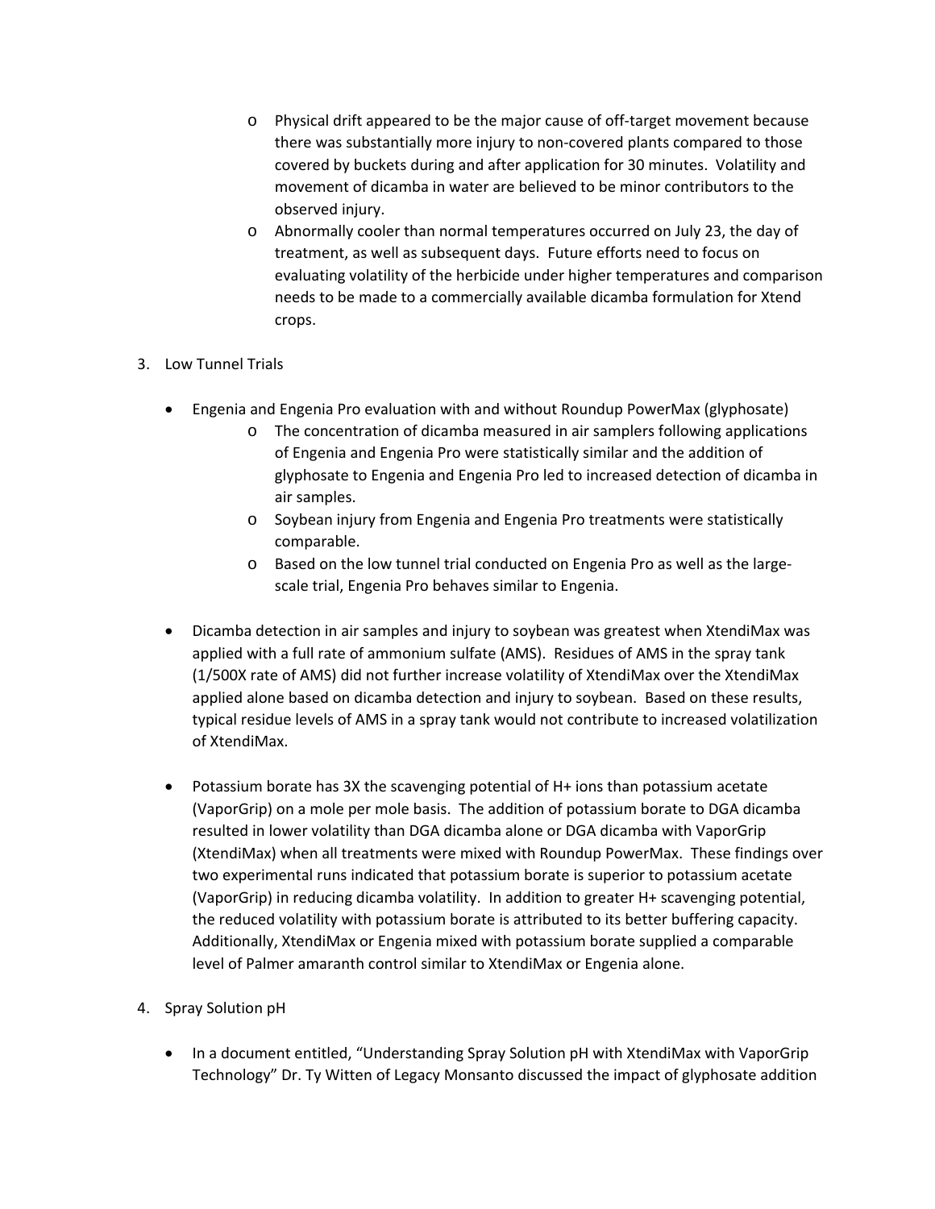- Physical drift appeared to be the major cause of off-target movement because there was substantially more injury to non-covered plants compared to those covered by buckets during and after application for 30 minutes. Volatility and movement of dicamba in water are believed to be minor contributors to the observed injury.
  - Abnormally cooler than normal temperatures occurred on July 23, the day of treatment, as well as subsequent days. Future efforts need to focus on evaluating volatility of the herbicide under higher temperatures and comparison needs to be made to a commercially available dicamba formulation for Xtend crops.

3. Low Tunnel Trials

   - Engenia and Engenia Pro evaluation with and without Roundup PowerMax (glyphosate)
     - The concentration of dicamba measured in air samplers following applications of Engenia and Engenia Pro were statistically similar and the addition of glyphosate to Engenia and Engenia Pro led to increased detection of dicamba in air samples.
     - Soybean injury from Engenia and Engenia Pro treatments were statistically comparable.
     - Based on the low tunnel trial conducted on Engenia Pro as well as the large-scale trial, Engenia Pro behaves similar to Engenia.

   - Dicamba detection in air samples and injury to soybean was greatest when XtendiMax was applied with a full rate of ammonium sulfate (AMS). Residues of AMS in the spray tank (1/500X rate of AMS) did not further increase volatility of XtendiMax over the XtendiMax applied alone based on dicamba detection and injury to soybean. Based on these results, typical residue levels of AMS in a spray tank would not contribute to increased volatilization of XtendiMax.

   - Potassium borate has 3X the scavenging potential of $H^+$ ions than potassium acetate (VaporGrip) on a mole per mole basis. The addition of potassium borate to DGA dicamba resulted in lower volatility than DGA dicamba alone or DGA dicamba with VaporGrip (XtendiMax) when all treatments were mixed with Roundup PowerMax. These findings over two experimental runs indicated that potassium borate is superior to potassium acetate (VaporGrip) in reducing dicamba volatility. In addition to greater $H^+$ scavenging potential, the reduced volatility with potassium borate is attributed to its better buffering capacity. Additionally, XtendiMax or Engenia mixed with potassium borate supplied a comparable level of Palmer amaranth control similar to XtendiMax or Engenia alone.

4. Spray Solution pH

   - In a document entitled, "Understanding Spray Solution pH with XtendiMax with VaporGrip Technology" Dr. Ty Witten of Legacy Monsanto discussed the impact of glyphosate addition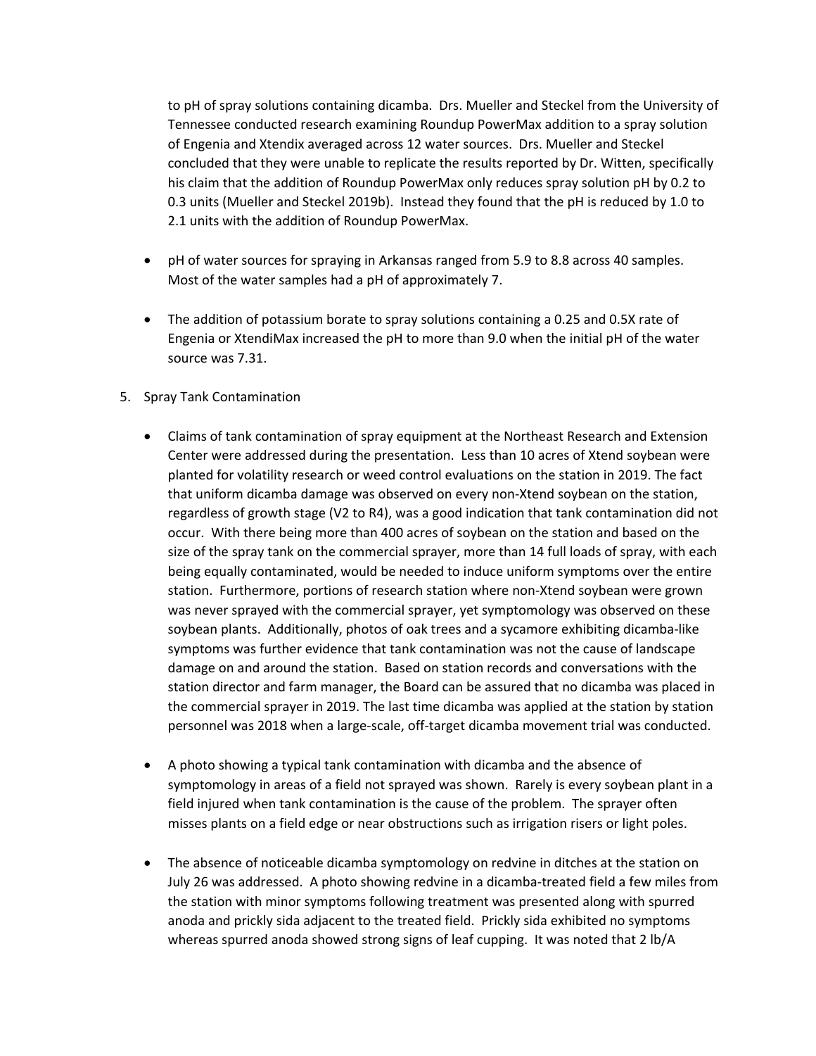to pH of spray solutions containing dicamba. Drs. Mueller and Steckel from the University of Tennessee conducted research examining Roundup PowerMax addition to a spray solution of Engenia and Xtendix averaged across 12 water sources. Drs. Mueller and Steckel concluded that they were unable to replicate the results reported by Dr. Witten, specifically his claim that the addition of Roundup PowerMax only reduces spray solution pH by 0.2 to 0.3 units (Mueller and Steckel 2019b). Instead they found that the pH is reduced by 1.0 to 2.1 units with the addition of Roundup PowerMax.

- pH of water sources for spraying in Arkansas ranged from 5.9 to 8.8 across 40 samples. Most of the water samples had a pH of approximately 7.

- The addition of potassium borate to spray solutions containing a 0.25 and 0.5X rate of Engenia or XtendiMax increased the pH to more than 9.0 when the initial pH of the water source was 7.31.

5. Spray Tank Contamination

- Claims of tank contamination of spray equipment at the Northeast Research and Extension Center were addressed during the presentation. Less than 10 acres of Xtend soybean were planted for volatility research or weed control evaluations on the station in 2019. The fact that uniform dicamba damage was observed on every non-Xtend soybean on the station, regardless of growth stage (V2 to R4), was a good indication that tank contamination did not occur. With there being more than 400 acres of soybean on the station and based on the size of the spray tank on the commercial sprayer, more than 14 full loads of spray, with each being equally contaminated, would be needed to induce uniform symptoms over the entire station. Furthermore, portions of research station where non-Xtend soybean were grown was never sprayed with the commercial sprayer, yet symptomology was observed on these soybean plants. Additionally, photos of oak trees and a sycamore exhibiting dicamba-like symptoms was further evidence that tank contamination was not the cause of landscape damage on and around the station. Based on station records and conversations with the station director and farm manager, the Board can be assured that no dicamba was placed in the commercial sprayer in 2019. The last time dicamba was applied at the station by station personnel was 2018 when a large-scale, off-target dicamba movement trial was conducted.

- A photo showing a typical tank contamination with dicamba and the absence of symptomology in areas of a field not sprayed was shown. Rarely is every soybean plant in a field injured when tank contamination is the cause of the problem. The sprayer often misses plants on a field edge or near obstructions such as irrigation risers or light poles.

- The absence of noticeable dicamba symptomology on redvine in ditches at the station on July 26 was addressed. A photo showing redvine in a dicamba-treated field a few miles from the station with minor symptoms following treatment was presented along with spurred anoda and prickly sida adjacent to the treated field. Prickly sida exhibited no symptoms whereas spurred anoda showed strong signs of leaf cupping. It was noted that 2 lb/A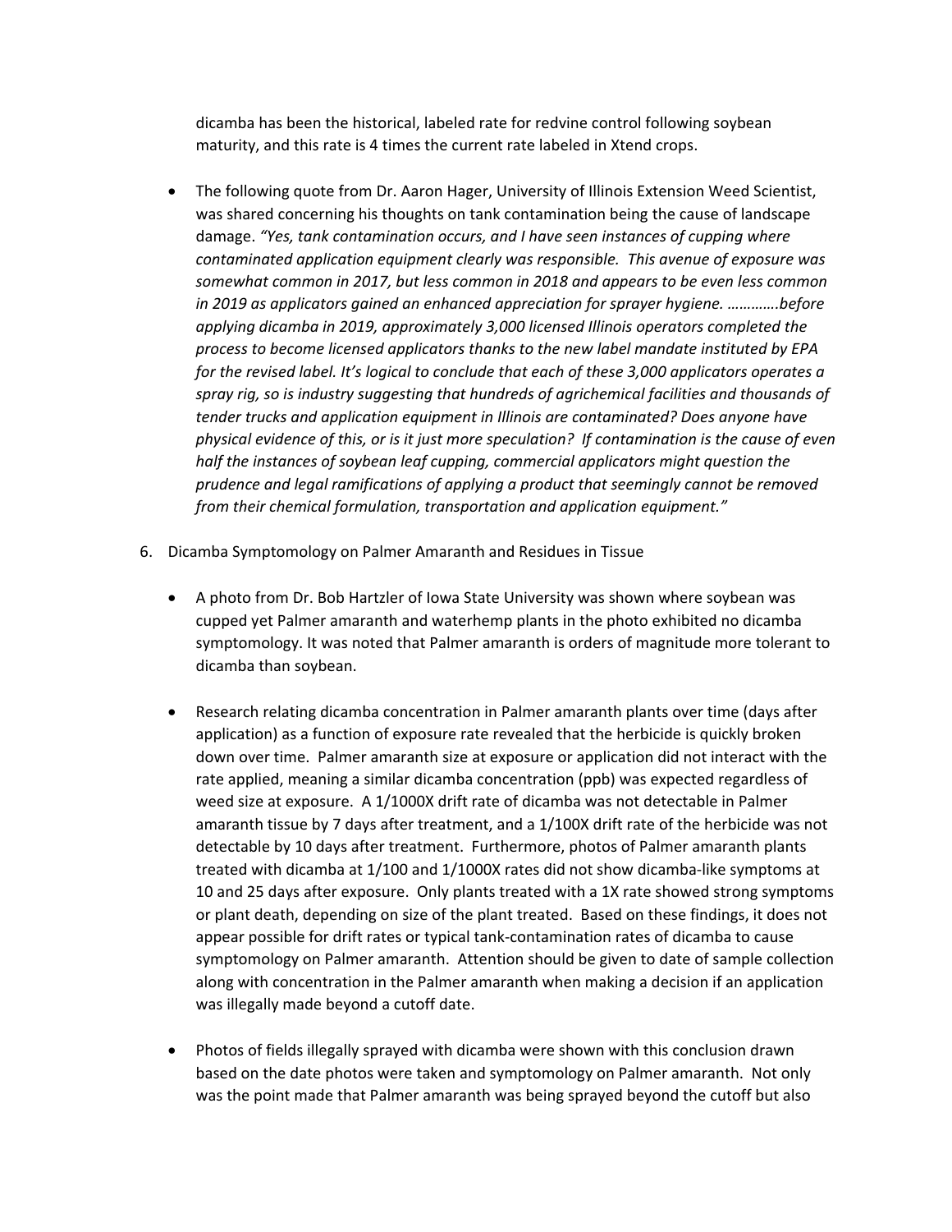dicamba has been the historical, labeled rate for redvine control following soybean maturity, and this rate is 4 times the current rate labeled in Xtend crops.

- The following quote from Dr. Aaron Hager, University of Illinois Extension Weed Scientist, was shared concerning his thoughts on tank contamination being the cause of landscape damage. *"Yes, tank contamination occurs, and I have seen instances of cupping where contaminated application equipment clearly was responsible. This avenue of exposure was somewhat common in 2017, but less common in 2018 and appears to be even less common in 2019 as applicators gained an enhanced appreciation for sprayer hygiene. ………….before applying dicamba in 2019, approximately 3,000 licensed Illinois operators completed the process to become licensed applicators thanks to the new label mandate instituted by EPA for the revised label. It's logical to conclude that each of these 3,000 applicators operates a spray rig, so is industry suggesting that hundreds of agrichemical facilities and thousands of tender trucks and application equipment in Illinois are contaminated? Does anyone have physical evidence of this, or is it just more speculation? If contamination is the cause of even half the instances of soybean leaf cupping, commercial applicators might question the prudence and legal ramifications of applying a product that seemingly cannot be removed from their chemical formulation, transportation and application equipment."*

6. Dicamba Symptomology on Palmer Amaranth and Residues in Tissue

   - A photo from Dr. Bob Hartzler of Iowa State University was shown where soybean was cupped yet Palmer amaranth and waterhemp plants in the photo exhibited no dicamba symptomology. It was noted that Palmer amaranth is orders of magnitude more tolerant to dicamba than soybean.

   - Research relating dicamba concentration in Palmer amaranth plants over time (days after application) as a function of exposure rate revealed that the herbicide is quickly broken down over time. Palmer amaranth size at exposure or application did not interact with the rate applied, meaning a similar dicamba concentration (ppb) was expected regardless of weed size at exposure. A 1/1000X drift rate of dicamba was not detectable in Palmer amaranth tissue by 7 days after treatment, and a 1/100X drift rate of the herbicide was not detectable by 10 days after treatment. Furthermore, photos of Palmer amaranth plants treated with dicamba at 1/100 and 1/1000X rates did not show dicamba-like symptoms at 10 and 25 days after exposure. Only plants treated with a 1X rate showed strong symptoms or plant death, depending on size of the plant treated. Based on these findings, it does not appear possible for drift rates or typical tank-contamination rates of dicamba to cause symptomology on Palmer amaranth. Attention should be given to date of sample collection along with concentration in the Palmer amaranth when making a decision if an application was illegally made beyond a cutoff date.

   - Photos of fields illegally sprayed with dicamba were shown with this conclusion drawn based on the date photos were taken and symptomology on Palmer amaranth. Not only was the point made that Palmer amaranth was being sprayed beyond the cutoff but also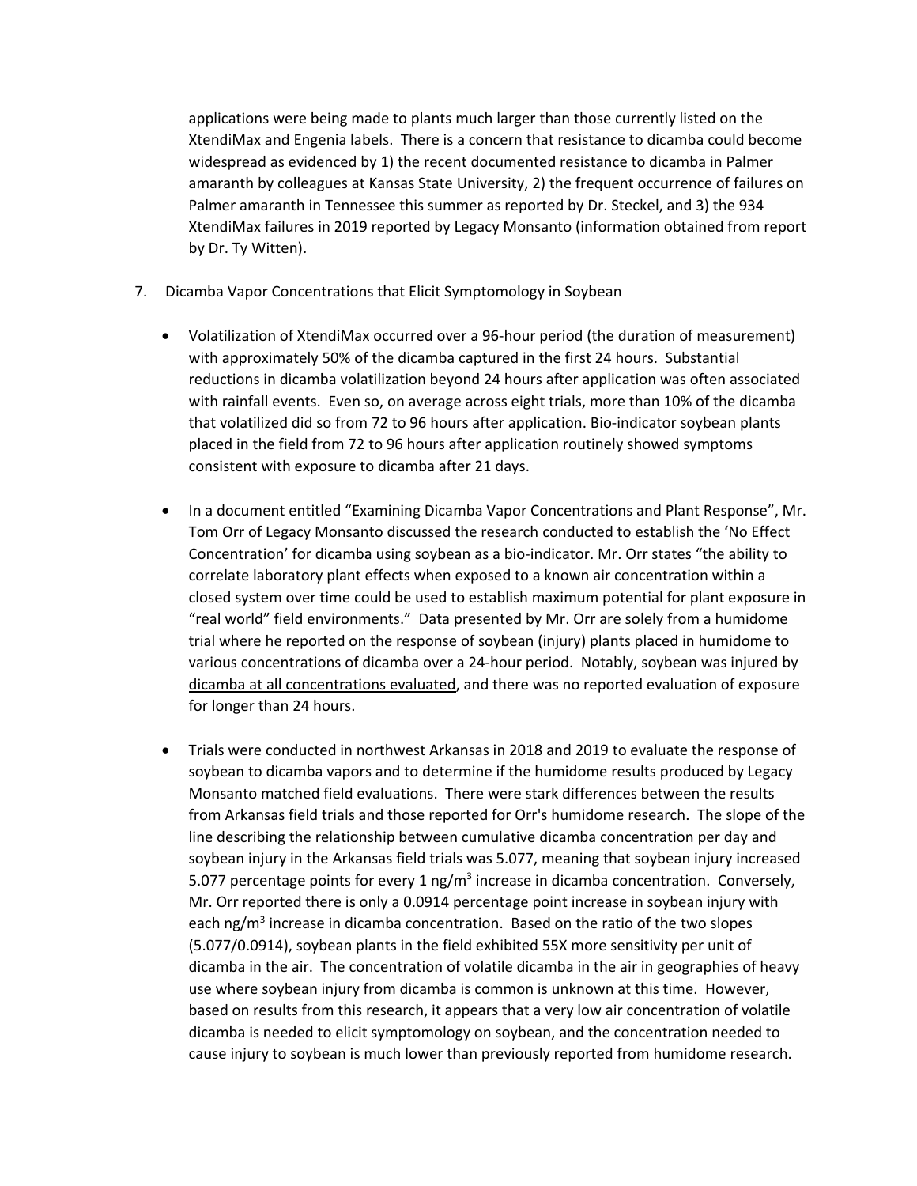applications were being made to plants much larger than those currently listed on the XtendiMax and Engenia labels. There is a concern that resistance to dicamba could become widespread as evidenced by 1) the recent documented resistance to dicamba in Palmer amaranth by colleagues at Kansas State University, 2) the frequent occurrence of failures on Palmer amaranth in Tennessee this summer as reported by Dr. Steckel, and 3) the 934 XtendiMax failures in 2019 reported by Legacy Monsanto (information obtained from report by Dr. Ty Witten).

7. Dicamba Vapor Concentrations that Elicit Symptomology in Soybean

   - Volatilization of XtendiMax occurred over a 96-hour period (the duration of measurement) with approximately 50% of the dicamba captured in the first 24 hours. Substantial reductions in dicamba volatilization beyond 24 hours after application was often associated with rainfall events. Even so, on average across eight trials, more than 10% of the dicamba that volatilized did so from 72 to 96 hours after application. Bio-indicator soybean plants placed in the field from 72 to 96 hours after application routinely showed symptoms consistent with exposure to dicamba after 21 days.

   - In a document entitled "Examining Dicamba Vapor Concentrations and Plant Response", Mr. Tom Orr of Legacy Monsanto discussed the research conducted to establish the 'No Effect Concentration' for dicamba using soybean as a bio-indicator. Mr. Orr states "the ability to correlate laboratory plant effects when exposed to a known air concentration within a closed system over time could be used to establish maximum potential for plant exposure in "real world" field environments." Data presented by Mr. Orr are solely from a humidome trial where he reported on the response of soybean (injury) plants placed in humidome to various concentrations of dicamba over a 24-hour period. Notably, <u>soybean was injured by dicamba at all concentrations evaluated</u>, and there was no reported evaluation of exposure for longer than 24 hours.

   - Trials were conducted in northwest Arkansas in 2018 and 2019 to evaluate the response of soybean to dicamba vapors and to determine if the humidome results produced by Legacy Monsanto matched field evaluations. There were stark differences between the results from Arkansas field trials and those reported for Orr's humidome research. The slope of the line describing the relationship between cumulative dicamba concentration per day and soybean injury in the Arkansas field trials was 5.077, meaning that soybean injury increased 5.077 percentage points for every 1 ng/m$^3$ increase in dicamba concentration. Conversely, Mr. Orr reported there is only a 0.0914 percentage point increase in soybean injury with each ng/m$^3$ increase in dicamba concentration. Based on the ratio of the two slopes (5.077/0.0914), soybean plants in the field exhibited 55X more sensitivity per unit of dicamba in the air. The concentration of volatile dicamba in the air in geographies of heavy use where soybean injury from dicamba is common is unknown at this time. However, based on results from this research, it appears that a very low air concentration of volatile dicamba is needed to elicit symptomology on soybean, and the concentration needed to cause injury to soybean is much lower than previously reported from humidome research.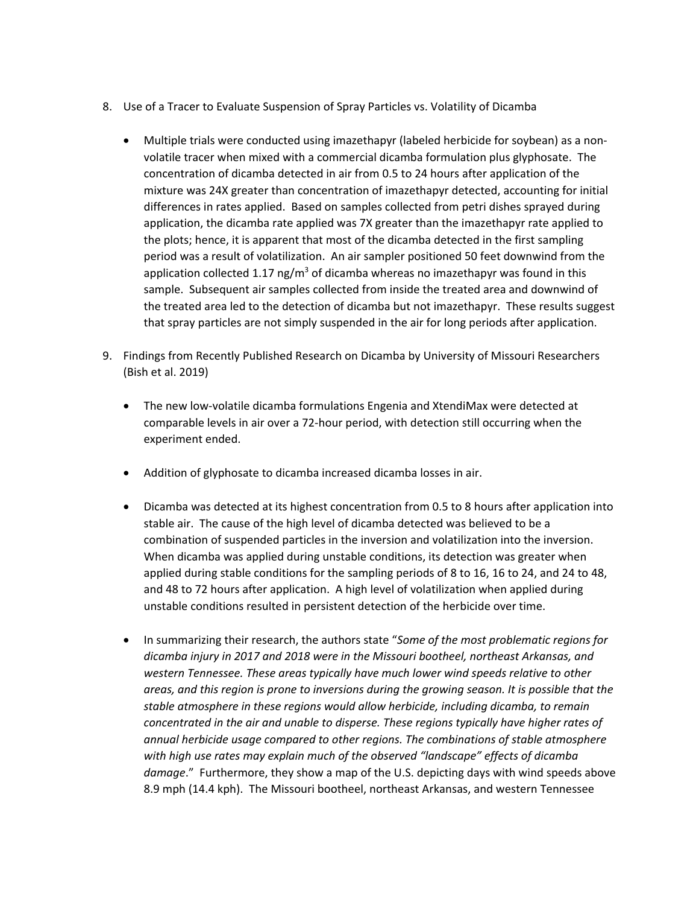8. Use of a Tracer to Evaluate Suspension of Spray Particles vs. Volatility of Dicamba

    - Multiple trials were conducted using imazethapyr (labeled herbicide for soybean) as a non-volatile tracer when mixed with a commercial dicamba formulation plus glyphosate. The concentration of dicamba detected in air from 0.5 to 24 hours after application of the mixture was 24X greater than concentration of imazethapyr detected, accounting for initial differences in rates applied. Based on samples collected from petri dishes sprayed during application, the dicamba rate applied was 7X greater than the imazethapyr rate applied to the plots; hence, it is apparent that most of the dicamba detected in the first sampling period was a result of volatilization. An air sampler positioned 50 feet downwind from the application collected 1.17 ng/m$^3$ of dicamba whereas no imazethapyr was found in this sample. Subsequent air samples collected from inside the treated area and downwind of the treated area led to the detection of dicamba but not imazethapyr. These results suggest that spray particles are not simply suspended in the air for long periods after application.

9. Findings from Recently Published Research on Dicamba by University of Missouri Researchers (Bish et al. 2019)

    - The new low-volatile dicamba formulations Engenia and XtendiMax were detected at comparable levels in air over a 72-hour period, with detection still occurring when the experiment ended.

    - Addition of glyphosate to dicamba increased dicamba losses in air.

    - Dicamba was detected at its highest concentration from 0.5 to 8 hours after application into stable air. The cause of the high level of dicamba detected was believed to be a combination of suspended particles in the inversion and volatilization into the inversion. When dicamba was applied during unstable conditions, its detection was greater when applied during stable conditions for the sampling periods of 8 to 16, 16 to 24, and 24 to 48, and 48 to 72 hours after application. A high level of volatilization when applied during unstable conditions resulted in persistent detection of the herbicide over time.

    - In summarizing their research, the authors state "*Some of the most problematic regions for dicamba injury in 2017 and 2018 were in the Missouri bootheel, northeast Arkansas, and western Tennessee. These areas typically have much lower wind speeds relative to other areas, and this region is prone to inversions during the growing season. It is possible that the stable atmosphere in these regions would allow herbicide, including dicamba, to remain concentrated in the air and unable to disperse. These regions typically have higher rates of annual herbicide usage compared to other regions. The combinations of stable atmosphere with high use rates may explain much of the observed "landscape" effects of dicamba damage*." Furthermore, they show a map of the U.S. depicting days with wind speeds above 8.9 mph (14.4 kph). The Missouri bootheel, northeast Arkansas, and western Tennessee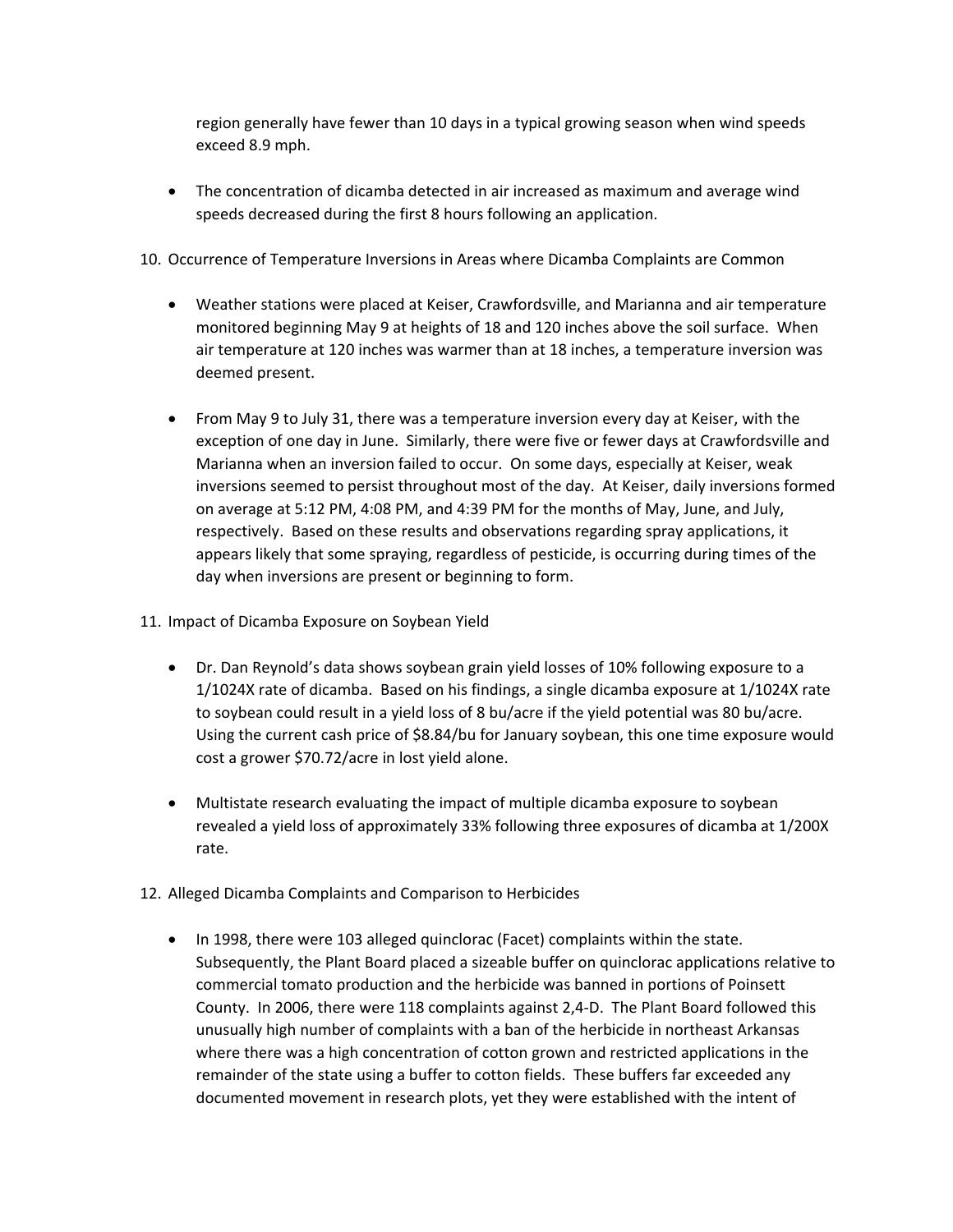region generally have fewer than 10 days in a typical growing season when wind speeds exceed 8.9 mph.

- The concentration of dicamba detected in air increased as maximum and average wind speeds decreased during the first 8 hours following an application.

10. Occurrence of Temperature Inversions in Areas where Dicamba Complaints are Common

- Weather stations were placed at Keiser, Crawfordsville, and Marianna and air temperature monitored beginning May 9 at heights of 18 and 120 inches above the soil surface. When air temperature at 120 inches was warmer than at 18 inches, a temperature inversion was deemed present.

- From May 9 to July 31, there was a temperature inversion every day at Keiser, with the exception of one day in June. Similarly, there were five or fewer days at Crawfordsville and Marianna when an inversion failed to occur. On some days, especially at Keiser, weak inversions seemed to persist throughout most of the day. At Keiser, daily inversions formed on average at 5:12 PM, 4:08 PM, and 4:39 PM for the months of May, June, and July, respectively. Based on these results and observations regarding spray applications, it appears likely that some spraying, regardless of pesticide, is occurring during times of the day when inversions are present or beginning to form.

11. Impact of Dicamba Exposure on Soybean Yield

- Dr. Dan Reynold's data shows soybean grain yield losses of 10% following exposure to a 1/1024X rate of dicamba. Based on his findings, a single dicamba exposure at 1/1024X rate to soybean could result in a yield loss of 8 bu/acre if the yield potential was 80 bu/acre. Using the current cash price of $8.84/bu for January soybean, this one time exposure would cost a grower $70.72/acre in lost yield alone.

- Multistate research evaluating the impact of multiple dicamba exposure to soybean revealed a yield loss of approximately 33% following three exposures of dicamba at 1/200X rate.

12. Alleged Dicamba Complaints and Comparison to Herbicides

- In 1998, there were 103 alleged quinclorac (Facet) complaints within the state. Subsequently, the Plant Board placed a sizeable buffer on quinclorac applications relative to commercial tomato production and the herbicide was banned in portions of Poinsett County. In 2006, there were 118 complaints against 2,4-D. The Plant Board followed this unusually high number of complaints with a ban of the herbicide in northeast Arkansas where there was a high concentration of cotton grown and restricted applications in the remainder of the state using a buffer to cotton fields. These buffers far exceeded any documented movement in research plots, yet they were established with the intent of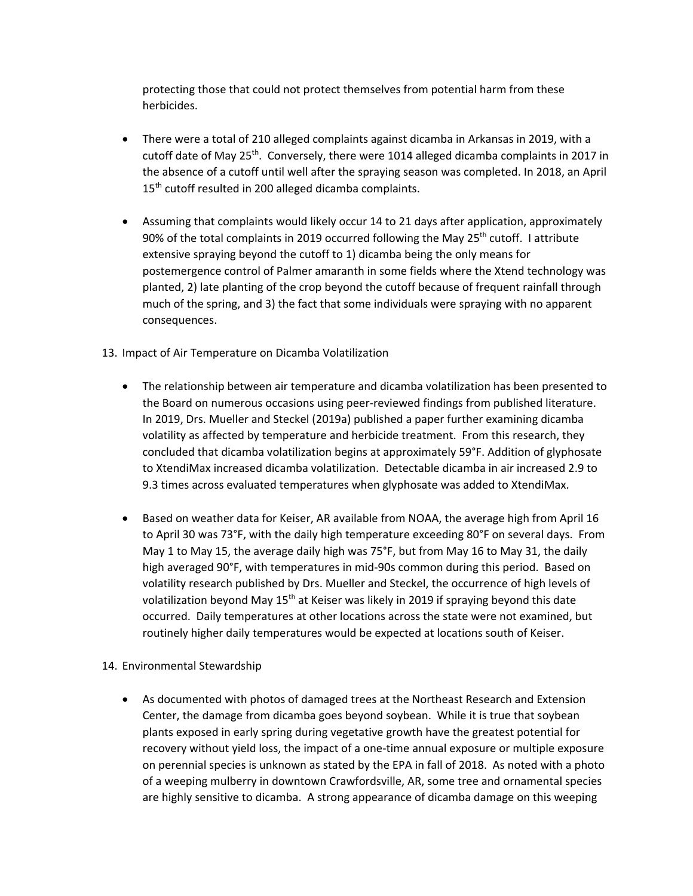protecting those that could not protect themselves from potential harm from these herbicides.

- There were a total of 210 alleged complaints against dicamba in Arkansas in 2019, with a cutoff date of May 25th. Conversely, there were 1014 alleged dicamba complaints in 2017 in the absence of a cutoff until well after the spraying season was completed. In 2018, an April 15th cutoff resulted in 200 alleged dicamba complaints.

- Assuming that complaints would likely occur 14 to 21 days after application, approximately 90% of the total complaints in 2019 occurred following the May 25th cutoff. I attribute extensive spraying beyond the cutoff to 1) dicamba being the only means for postemergence control of Palmer amaranth in some fields where the Xtend technology was planted, 2) late planting of the crop beyond the cutoff because of frequent rainfall through much of the spring, and 3) the fact that some individuals were spraying with no apparent consequences.

13. Impact of Air Temperature on Dicamba Volatilization

- The relationship between air temperature and dicamba volatilization has been presented to the Board on numerous occasions using peer-reviewed findings from published literature. In 2019, Drs. Mueller and Steckel (2019a) published a paper further examining dicamba volatility as affected by temperature and herbicide treatment. From this research, they concluded that dicamba volatilization begins at approximately 59°F. Addition of glyphosate to XtendiMax increased dicamba volatilization. Detectable dicamba in air increased 2.9 to 9.3 times across evaluated temperatures when glyphosate was added to XtendiMax.

- Based on weather data for Keiser, AR available from NOAA, the average high from April 16 to April 30 was 73°F, with the daily high temperature exceeding 80°F on several days. From May 1 to May 15, the average daily high was 75°F, but from May 16 to May 31, the daily high averaged 90°F, with temperatures in mid-90s common during this period. Based on volatility research published by Drs. Mueller and Steckel, the occurrence of high levels of volatilization beyond May 15th at Keiser was likely in 2019 if spraying beyond this date occurred. Daily temperatures at other locations across the state were not examined, but routinely higher daily temperatures would be expected at locations south of Keiser.

14. Environmental Stewardship

- As documented with photos of damaged trees at the Northeast Research and Extension Center, the damage from dicamba goes beyond soybean. While it is true that soybean plants exposed in early spring during vegetative growth have the greatest potential for recovery without yield loss, the impact of a one-time annual exposure or multiple exposure on perennial species is unknown as stated by the EPA in fall of 2018. As noted with a photo of a weeping mulberry in downtown Crawfordsville, AR, some tree and ornamental species are highly sensitive to dicamba. A strong appearance of dicamba damage on this weeping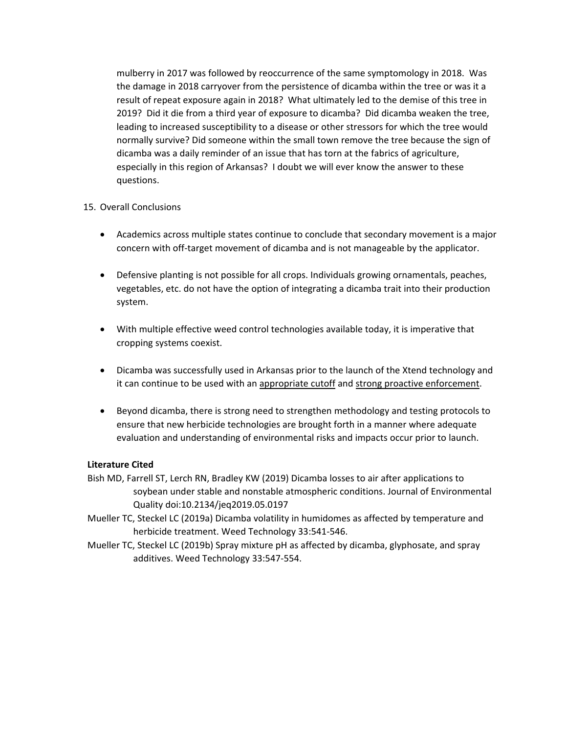mulberry in 2017 was followed by reoccurrence of the same symptomology in 2018. Was the damage in 2018 carryover from the persistence of dicamba within the tree or was it a result of repeat exposure again in 2018? What ultimately led to the demise of this tree in 2019? Did it die from a third year of exposure to dicamba? Did dicamba weaken the tree, leading to increased susceptibility to a disease or other stressors for which the tree would normally survive? Did someone within the small town remove the tree because the sign of dicamba was a daily reminder of an issue that has torn at the fabrics of agriculture, especially in this region of Arkansas? I doubt we will ever know the answer to these questions.

15. Overall Conclusions

- Academics across multiple states continue to conclude that secondary movement is a major concern with off-target movement of dicamba and is not manageable by the applicator.
- Defensive planting is not possible for all crops. Individuals growing ornamentals, peaches, vegetables, etc. do not have the option of integrating a dicamba trait into their production system.
- With multiple effective weed control technologies available today, it is imperative that cropping systems coexist.
- Dicamba was successfully used in Arkansas prior to the launch of the Xtend technology and it can continue to be used with an <u>appropriate cutoff</u> and <u>strong proactive enforcement</u>.
- Beyond dicamba, there is strong need to strengthen methodology and testing protocols to ensure that new herbicide technologies are brought forth in a manner where adequate evaluation and understanding of environmental risks and impacts occur prior to launch.

**Literature Cited**

Bish MD, Farrell ST, Lerch RN, Bradley KW (2019) Dicamba losses to air after applications to soybean under stable and nonstable atmospheric conditions. Journal of Environmental Quality doi:10.2134/jeq2019.05.0197

Mueller TC, Steckel LC (2019a) Dicamba volatility in humidomes as affected by temperature and herbicide treatment. Weed Technology 33:541-546.

Mueller TC, Steckel LC (2019b) Spray mixture pH as affected by dicamba, glyphosate, and spray additives. Weed Technology 33:547-554.